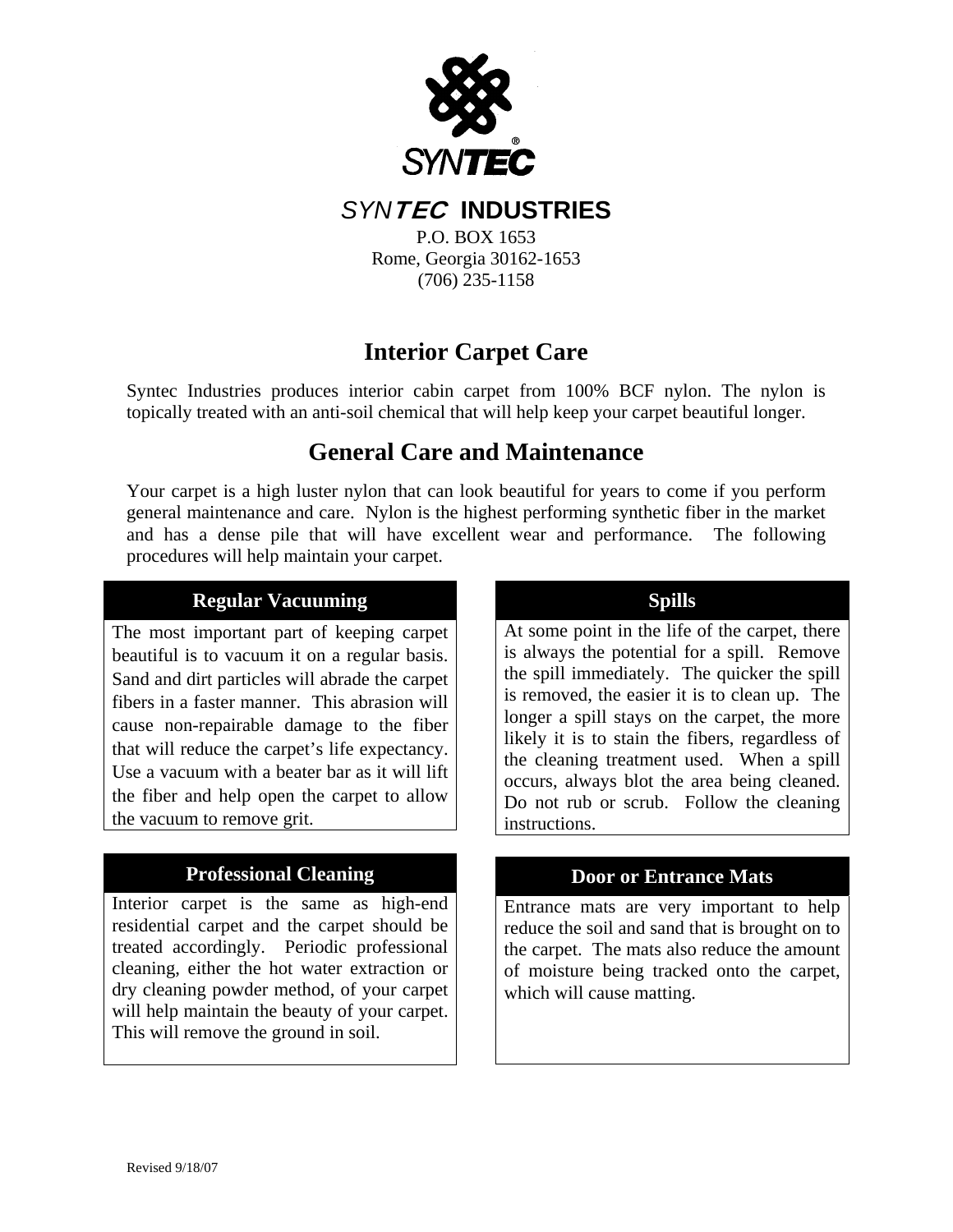SYNTEC®

# *SYN**TEC*** INDUSTRIES

P.O. BOX 1653
Rome, Georgia 30162-1653
(706) 235-1158

## Interior Carpet Care

Syntec Industries produces interior cabin carpet from 100% BCF nylon. The nylon is topically treated with an anti-soil chemical that will help keep your carpet beautiful longer.

## General Care and Maintenance

Your carpet is a high luster nylon that can look beautiful for years to come if you perform general maintenance and care. Nylon is the highest performing synthetic fiber in the market and has a dense pile that will have excellent wear and performance. The following procedures will help maintain your carpet.

### Regular Vacuuming

The most important part of keeping carpet beautiful is to vacuum it on a regular basis. Sand and dirt particles will abrade the carpet fibers in a faster manner. This abrasion will cause non-repairable damage to the fiber that will reduce the carpet's life expectancy. Use a vacuum with a beater bar as it will lift the fiber and help open the carpet to allow the vacuum to remove grit.

### Professional Cleaning

Interior carpet is the same as high-end residential carpet and the carpet should be treated accordingly. Periodic professional cleaning, either the hot water extraction or dry cleaning powder method, of your carpet will help maintain the beauty of your carpet. This will remove the ground in soil.

### Spills

At some point in the life of the carpet, there is always the potential for a spill. Remove the spill immediately. The quicker the spill is removed, the easier it is to clean up. The longer a spill stays on the carpet, the more likely it is to stain the fibers, regardless of the cleaning treatment used. When a spill occurs, always blot the area being cleaned. Do not rub or scrub. Follow the cleaning instructions.

### Door or Entrance Mats

Entrance mats are very important to help reduce the soil and sand that is brought on to the carpet. The mats also reduce the amount of moisture being tracked onto the carpet, which will cause matting.

Revised 9/18/07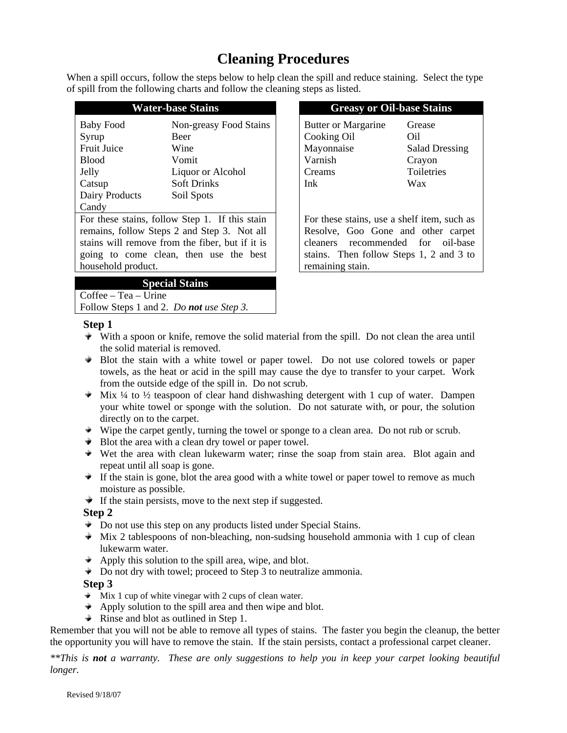# Cleaning Procedures

When a spill occurs, follow the steps below to help clean the spill and reduce staining. Select the type of spill from the following charts and follow the cleaning steps as listed.

| Water-base Stains | |
|---|---|
| Baby Food | Non-greasy Food Stains |
| Syrup | Beer |
| Fruit Juice | Wine |
| Blood | Vomit |
| Jelly | Liquor or Alcohol |
| Catsup | Soft Drinks |
| Dairy Products | Soil Spots |
| Candy | |

For these stains, follow Step 1. If this stain remains, follow Steps 2 and Step 3. Not all stains will remove from the fiber, but if it is going to come clean, then use the best household product.

| Greasy or Oil-base Stains | |
|---|---|
| Butter or Margarine | Grease |
| Cooking Oil | Oil |
| Mayonnaise | Salad Dressing |
| Varnish | Crayon |
| Creams | Toiletries |
| Ink | Wax |

For these stains, use a shelf item, such as Resolve, Goo Gone and other carpet cleaners recommended for oil-base stains. Then follow Steps 1, 2 and 3 to remaining stain.

| Special Stains |
|---|
| Coffee – Tea – Urine |
| Follow Steps 1 and 2. *Do **not** use Step 3.* |

### Step 1

- With a spoon or knife, remove the solid material from the spill. Do not clean the area until the solid material is removed.
- Blot the stain with a white towel or paper towel. Do not use colored towels or paper towels, as the heat or acid in the spill may cause the dye to transfer to your carpet. Work from the outside edge of the spill in. Do not scrub.
- Mix ¼ to ½ teaspoon of clear hand dishwashing detergent with 1 cup of water. Dampen your white towel or sponge with the solution. Do not saturate with, or pour, the solution directly on to the carpet.
- Wipe the carpet gently, turning the towel or sponge to a clean area. Do not rub or scrub.
- Blot the area with a clean dry towel or paper towel.
- Wet the area with clean lukewarm water; rinse the soap from stain area. Blot again and repeat until all soap is gone.
- If the stain is gone, blot the area good with a white towel or paper towel to remove as much moisture as possible.
- If the stain persists, move to the next step if suggested.

### Step 2

- Do not use this step on any products listed under Special Stains.
- Mix 2 tablespoons of non-bleaching, non-sudsing household ammonia with 1 cup of clean lukewarm water.
- Apply this solution to the spill area, wipe, and blot.
- Do not dry with towel; proceed to Step 3 to neutralize ammonia.

### Step 3

- Mix 1 cup of white vinegar with 2 cups of clean water.
- Apply solution to the spill area and then wipe and blot.
- Rinse and blot as outlined in Step 1.

Remember that you will not be able to remove all types of stains. The faster you begin the cleanup, the better the opportunity you will have to remove the stain. If the stain persists, contact a professional carpet cleaner.

*\*\*This is **not** a warranty. These are only suggestions to help you in keep your carpet looking beautiful longer.*

Revised 9/18/07